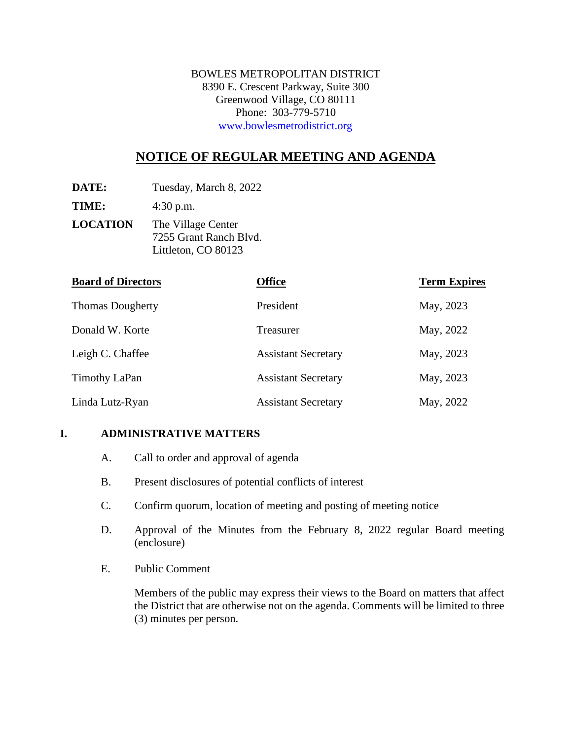BOWLES METROPOLITAN DISTRICT
8390 E. Crescent Parkway, Suite 300
Greenwood Village, CO 80111
Phone: 303-779-5710
www.bowlesmetrodistrict.org

# NOTICE OF REGULAR MEETING AND AGENDA

**DATE:** Tuesday, March 8, 2022

**TIME:** 4:30 p.m.

**LOCATION** The Village Center
7255 Grant Ranch Blvd.
Littleton, CO 80123

| Board of Directors | Office | Term Expires |
|---|---|---|
| Thomas Dougherty | President | May, 2023 |
| Donald W. Korte | Treasurer | May, 2022 |
| Leigh C. Chaffee | Assistant Secretary | May, 2023 |
| Timothy LaPan | Assistant Secretary | May, 2023 |
| Linda Lutz-Ryan | Assistant Secretary | May, 2022 |

## I. ADMINISTRATIVE MATTERS

A. Call to order and approval of agenda

B. Present disclosures of potential conflicts of interest

C. Confirm quorum, location of meeting and posting of meeting notice

D. Approval of the Minutes from the February 8, 2022 regular Board meeting (enclosure)

E. Public Comment

Members of the public may express their views to the Board on matters that affect the District that are otherwise not on the agenda. Comments will be limited to three (3) minutes per person.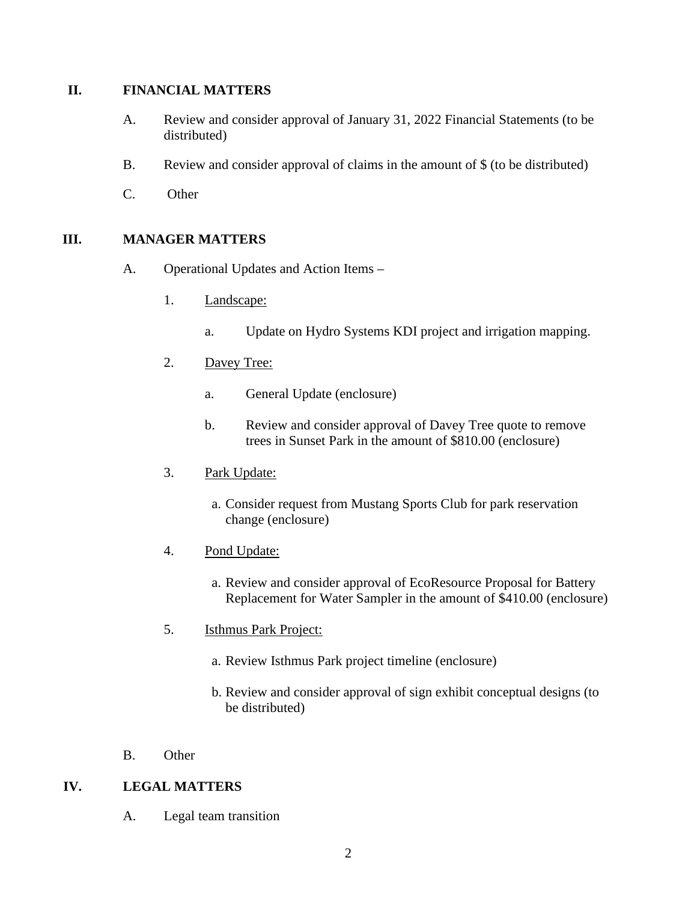## II. FINANCIAL MATTERS

A. Review and consider approval of January 31, 2022 Financial Statements (to be distributed)

B. Review and consider approval of claims in the amount of $ (to be distributed)

C. Other

## III. MANAGER MATTERS

A. Operational Updates and Action Items –

1. Landscape:

    a. Update on Hydro Systems KDI project and irrigation mapping.

2. Davey Tree:

    a. General Update (enclosure)

    b. Review and consider approval of Davey Tree quote to remove trees in Sunset Park in the amount of $810.00 (enclosure)

3. Park Update:

    a. Consider request from Mustang Sports Club for park reservation change (enclosure)

4. Pond Update:

    a. Review and consider approval of EcoResource Proposal for Battery Replacement for Water Sampler in the amount of $410.00 (enclosure)

5. Isthmus Park Project:

    a. Review Isthmus Park project timeline (enclosure)

    b. Review and consider approval of sign exhibit conceptual designs (to be distributed)

B. Other

## IV. LEGAL MATTERS

A. Legal team transition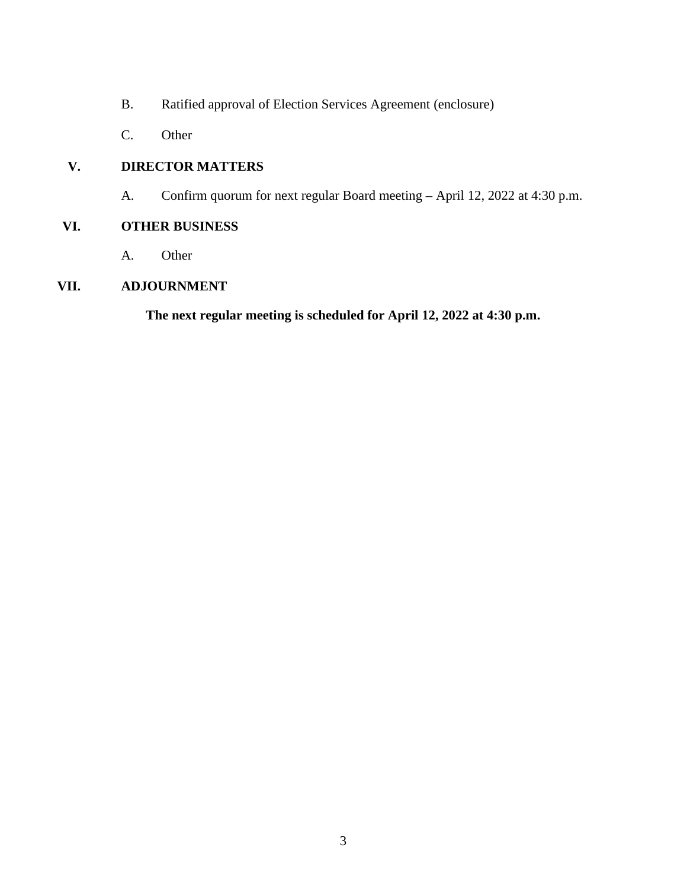B. Ratified approval of Election Services Agreement (enclosure)

C. Other

## V. DIRECTOR MATTERS

A. Confirm quorum for next regular Board meeting – April 12, 2022 at 4:30 p.m.

## VI. OTHER BUSINESS

A. Other

## VII. ADJOURNMENT

**The next regular meeting is scheduled for April 12, 2022 at 4:30 p.m.**